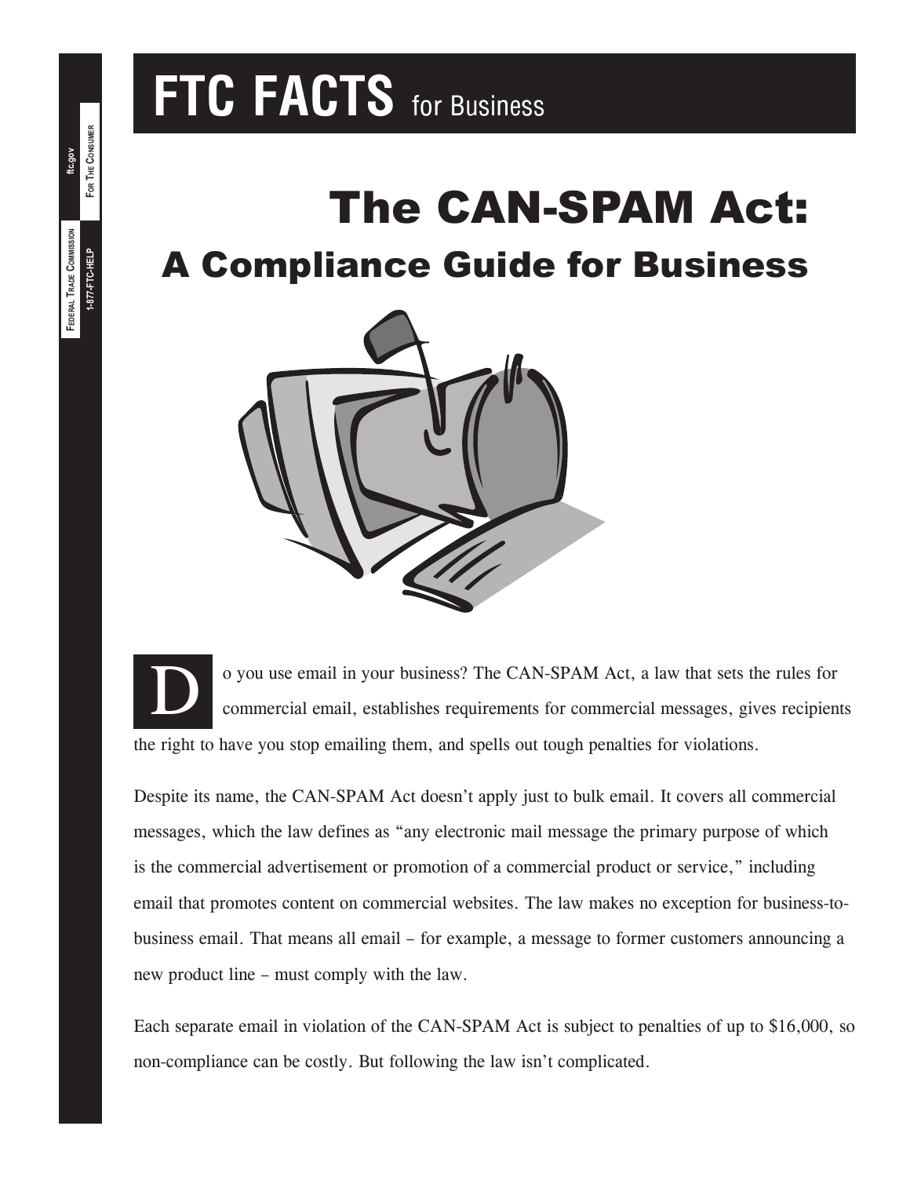# FTC FACTS for Business

# The CAN-SPAM Act:

## A Compliance Guide for Business

Do you use email in your business? The CAN-SPAM Act, a law that sets the rules for commercial email, establishes requirements for commercial messages, gives recipients the right to have you stop emailing them, and spells out tough penalties for violations.

Despite its name, the CAN-SPAM Act doesn't apply just to bulk email. It covers all commercial messages, which the law defines as "any electronic mail message the primary purpose of which is the commercial advertisement or promotion of a commercial product or service," including email that promotes content on commercial websites. The law makes no exception for business-to-business email. That means all email – for example, a message to former customers announcing a new product line – must comply with the law.

Each separate email in violation of the CAN-SPAM Act is subject to penalties of up to $16,000, so non-compliance can be costly. But following the law isn't complicated.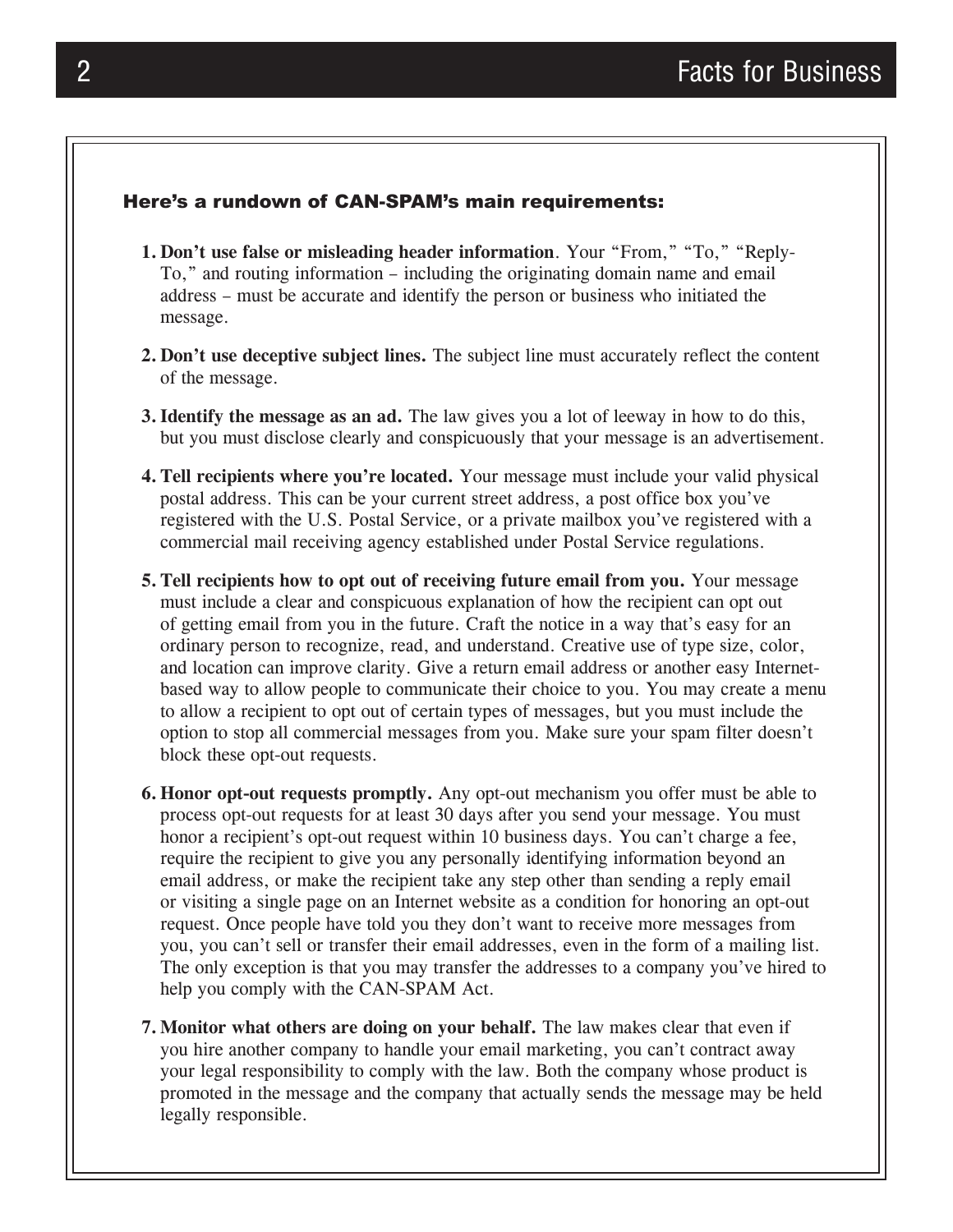### Here's a rundown of CAN-SPAM's main requirements:

1. **Don't use false or misleading header information**. Your "From," "To," "Reply-To," and routing information – including the originating domain name and email address – must be accurate and identify the person or business who initiated the message.

2. **Don't use deceptive subject lines.** The subject line must accurately reflect the content of the message.

3. **Identify the message as an ad.** The law gives you a lot of leeway in how to do this, but you must disclose clearly and conspicuously that your message is an advertisement.

4. **Tell recipients where you're located.** Your message must include your valid physical postal address. This can be your current street address, a post office box you've registered with the U.S. Postal Service, or a private mailbox you've registered with a commercial mail receiving agency established under Postal Service regulations.

5. **Tell recipients how to opt out of receiving future email from you.** Your message must include a clear and conspicuous explanation of how the recipient can opt out of getting email from you in the future. Craft the notice in a way that's easy for an ordinary person to recognize, read, and understand. Creative use of type size, color, and location can improve clarity. Give a return email address or another easy Internet-based way to allow people to communicate their choice to you. You may create a menu to allow a recipient to opt out of certain types of messages, but you must include the option to stop all commercial messages from you. Make sure your spam filter doesn't block these opt-out requests.

6. **Honor opt-out requests promptly.** Any opt-out mechanism you offer must be able to process opt-out requests for at least 30 days after you send your message. You must honor a recipient's opt-out request within 10 business days. You can't charge a fee, require the recipient to give you any personally identifying information beyond an email address, or make the recipient take any step other than sending a reply email or visiting a single page on an Internet website as a condition for honoring an opt-out request. Once people have told you they don't want to receive more messages from you, you can't sell or transfer their email addresses, even in the form of a mailing list. The only exception is that you may transfer the addresses to a company you've hired to help you comply with the CAN-SPAM Act.

7. **Monitor what others are doing on your behalf.** The law makes clear that even if you hire another company to handle your email marketing, you can't contract away your legal responsibility to comply with the law. Both the company whose product is promoted in the message and the company that actually sends the message may be held legally responsible.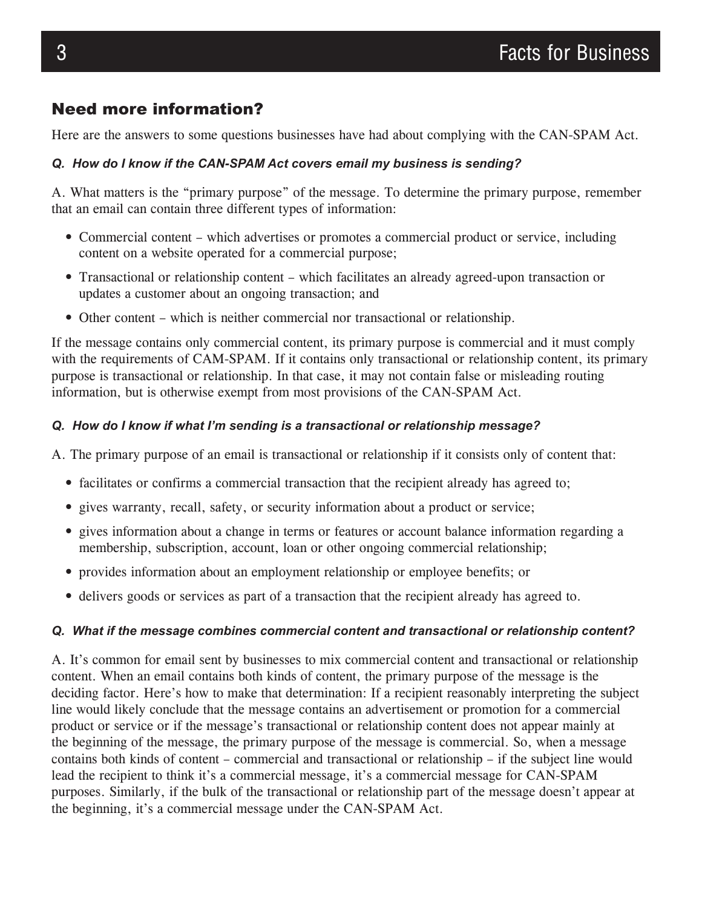## Need more information?

Here are the answers to some questions businesses have had about complying with the CAN-SPAM Act.

***Q. How do I know if the CAN-SPAM Act covers email my business is sending?***

A. What matters is the "primary purpose" of the message. To determine the primary purpose, remember that an email can contain three different types of information:

- Commercial content – which advertises or promotes a commercial product or service, including content on a website operated for a commercial purpose;
- Transactional or relationship content – which facilitates an already agreed-upon transaction or updates a customer about an ongoing transaction; and
- Other content – which is neither commercial nor transactional or relationship.

If the message contains only commercial content, its primary purpose is commercial and it must comply with the requirements of CAM-SPAM. If it contains only transactional or relationship content, its primary purpose is transactional or relationship. In that case, it may not contain false or misleading routing information, but is otherwise exempt from most provisions of the CAN-SPAM Act.

***Q. How do I know if what I'm sending is a transactional or relationship message?***

A. The primary purpose of an email is transactional or relationship if it consists only of content that:

- facilitates or confirms a commercial transaction that the recipient already has agreed to;
- gives warranty, recall, safety, or security information about a product or service;
- gives information about a change in terms or features or account balance information regarding a membership, subscription, account, loan or other ongoing commercial relationship;
- provides information about an employment relationship or employee benefits; or
- delivers goods or services as part of a transaction that the recipient already has agreed to.

***Q. What if the message combines commercial content and transactional or relationship content?***

A. It's common for email sent by businesses to mix commercial content and transactional or relationship content. When an email contains both kinds of content, the primary purpose of the message is the deciding factor. Here's how to make that determination: If a recipient reasonably interpreting the subject line would likely conclude that the message contains an advertisement or promotion for a commercial product or service or if the message's transactional or relationship content does not appear mainly at the beginning of the message, the primary purpose of the message is commercial. So, when a message contains both kinds of content – commercial and transactional or relationship – if the subject line would lead the recipient to think it's a commercial message, it's a commercial message for CAN-SPAM purposes. Similarly, if the bulk of the transactional or relationship part of the message doesn't appear at the beginning, it's a commercial message under the CAN-SPAM Act.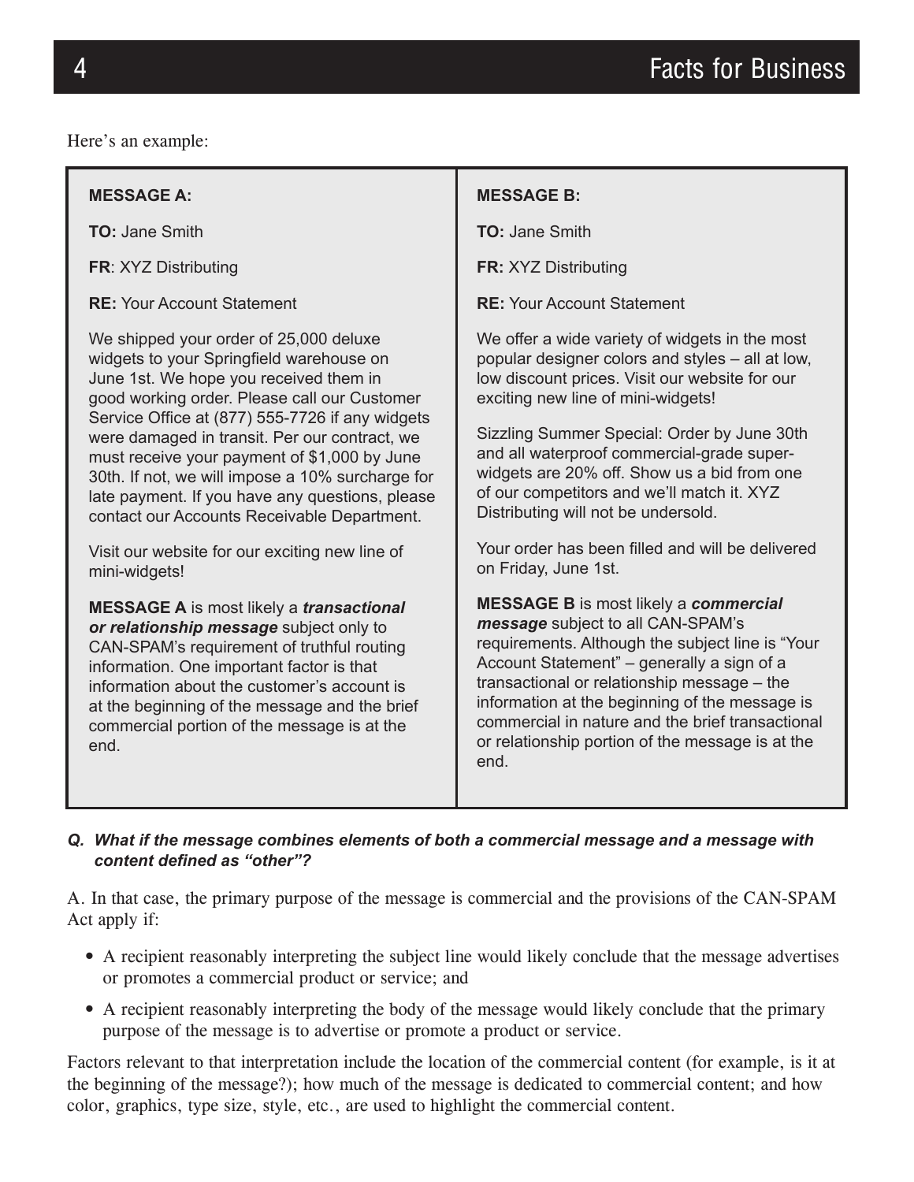Here's an example:

**MESSAGE A:**

**TO:** Jane Smith

**FR**: XYZ Distributing

**RE:** Your Account Statement

We shipped your order of 25,000 deluxe widgets to your Springfield warehouse on June 1st. We hope you received them in good working order. Please call our Customer Service Office at (877) 555-7726 if any widgets were damaged in transit. Per our contract, we must receive your payment of $1,000 by June 30th. If not, we will impose a 10% surcharge for late payment. If you have any questions, please contact our Accounts Receivable Department.

Visit our website for our exciting new line of mini-widgets!

**MESSAGE A** is most likely a ***transactional or relationship message*** subject only to CAN-SPAM's requirement of truthful routing information. One important factor is that information about the customer's account is at the beginning of the message and the brief commercial portion of the message is at the end.

**MESSAGE B:**

**TO:** Jane Smith

**FR:** XYZ Distributing

**RE:** Your Account Statement

We offer a wide variety of widgets in the most popular designer colors and styles – all at low, low discount prices. Visit our website for our exciting new line of mini-widgets!

Sizzling Summer Special: Order by June 30th and all waterproof commercial-grade super-widgets are 20% off. Show us a bid from one of our competitors and we'll match it. XYZ Distributing will not be undersold.

Your order has been filled and will be delivered on Friday, June 1st.

**MESSAGE B** is most likely a ***commercial message*** subject to all CAN-SPAM's requirements. Although the subject line is "Your Account Statement" – generally a sign of a transactional or relationship message – the information at the beginning of the message is commercial in nature and the brief transactional or relationship portion of the message is at the end.

***Q. What if the message combines elements of both a commercial message and a message with content defined as "other"?***

A. In that case, the primary purpose of the message is commercial and the provisions of the CAN-SPAM Act apply if:

- A recipient reasonably interpreting the subject line would likely conclude that the message advertises or promotes a commercial product or service; and
- A recipient reasonably interpreting the body of the message would likely conclude that the primary purpose of the message is to advertise or promote a product or service.

Factors relevant to that interpretation include the location of the commercial content (for example, is it at the beginning of the message?); how much of the message is dedicated to commercial content; and how color, graphics, type size, style, etc., are used to highlight the commercial content.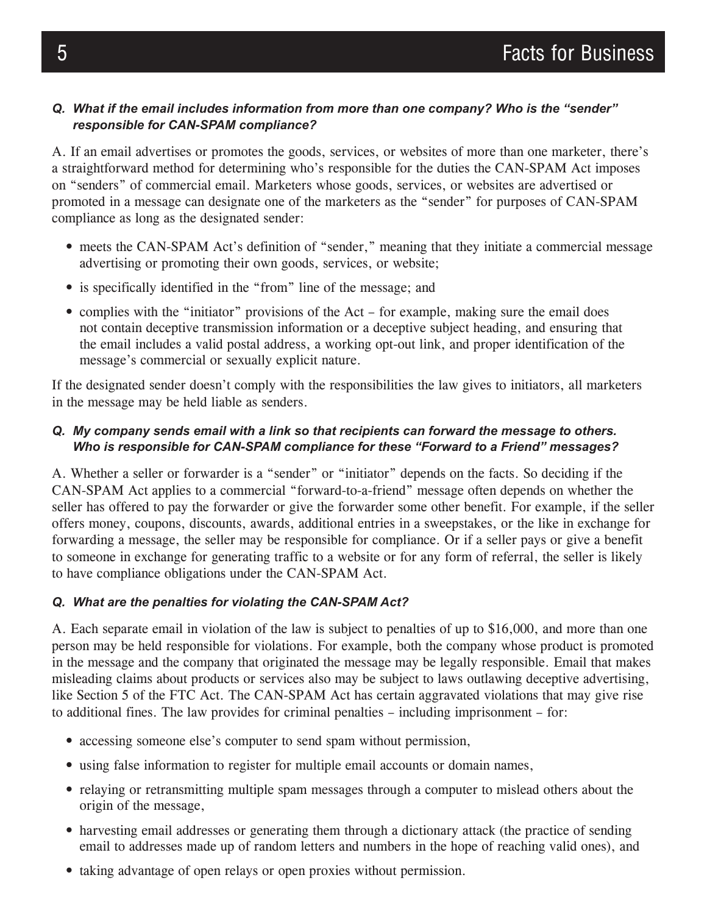***Q. What if the email includes information from more than one company? Who is the "sender" responsible for CAN-SPAM compliance?***

A. If an email advertises or promotes the goods, services, or websites of more than one marketer, there's a straightforward method for determining who's responsible for the duties the CAN-SPAM Act imposes on "senders" of commercial email. Marketers whose goods, services, or websites are advertised or promoted in a message can designate one of the marketers as the "sender" for purposes of CAN-SPAM compliance as long as the designated sender:

- meets the CAN-SPAM Act's definition of "sender," meaning that they initiate a commercial message advertising or promoting their own goods, services, or website;
- is specifically identified in the "from" line of the message; and
- complies with the "initiator" provisions of the Act – for example, making sure the email does not contain deceptive transmission information or a deceptive subject heading, and ensuring that the email includes a valid postal address, a working opt-out link, and proper identification of the message's commercial or sexually explicit nature.

If the designated sender doesn't comply with the responsibilities the law gives to initiators, all marketers in the message may be held liable as senders.

***Q. My company sends email with a link so that recipients can forward the message to others. Who is responsible for CAN-SPAM compliance for these "Forward to a Friend" messages?***

A. Whether a seller or forwarder is a "sender" or "initiator" depends on the facts. So deciding if the CAN-SPAM Act applies to a commercial "forward-to-a-friend" message often depends on whether the seller has offered to pay the forwarder or give the forwarder some other benefit. For example, if the seller offers money, coupons, discounts, awards, additional entries in a sweepstakes, or the like in exchange for forwarding a message, the seller may be responsible for compliance. Or if a seller pays or give a benefit to someone in exchange for generating traffic to a website or for any form of referral, the seller is likely to have compliance obligations under the CAN-SPAM Act.

***Q. What are the penalties for violating the CAN-SPAM Act?***

A. Each separate email in violation of the law is subject to penalties of up to $16,000, and more than one person may be held responsible for violations. For example, both the company whose product is promoted in the message and the company that originated the message may be legally responsible. Email that makes misleading claims about products or services also may be subject to laws outlawing deceptive advertising, like Section 5 of the FTC Act. The CAN-SPAM Act has certain aggravated violations that may give rise to additional fines. The law provides for criminal penalties – including imprisonment – for:

- accessing someone else's computer to send spam without permission,
- using false information to register for multiple email accounts or domain names,
- relaying or retransmitting multiple spam messages through a computer to mislead others about the origin of the message,
- harvesting email addresses or generating them through a dictionary attack (the practice of sending email to addresses made up of random letters and numbers in the hope of reaching valid ones), and
- taking advantage of open relays or open proxies without permission.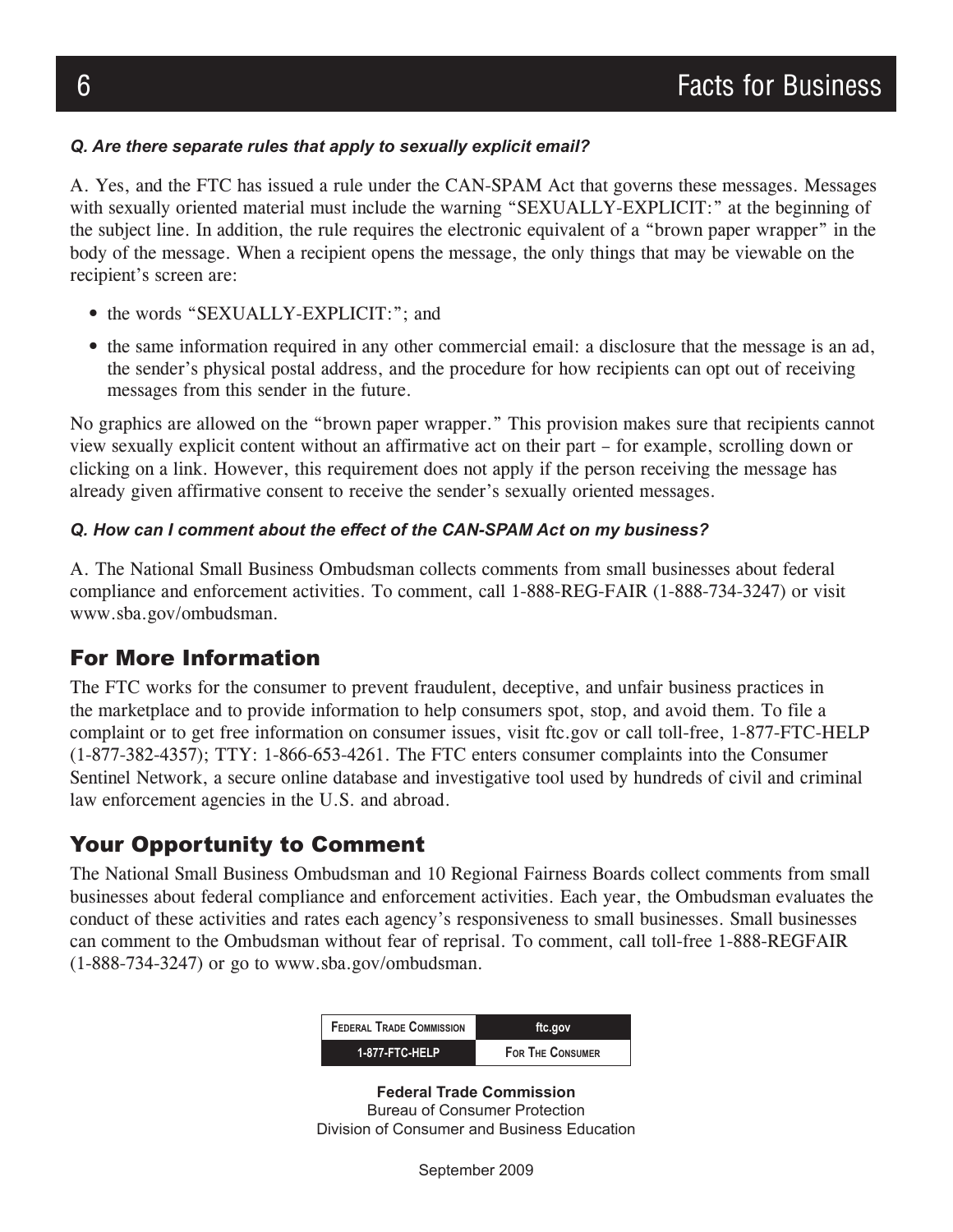***Q. Are there separate rules that apply to sexually explicit email?***

A. Yes, and the FTC has issued a rule under the CAN-SPAM Act that governs these messages. Messages with sexually oriented material must include the warning "SEXUALLY-EXPLICIT:" at the beginning of the subject line. In addition, the rule requires the electronic equivalent of a "brown paper wrapper" in the body of the message. When a recipient opens the message, the only things that may be viewable on the recipient's screen are:

- the words "SEXUALLY-EXPLICIT:"; and
- the same information required in any other commercial email: a disclosure that the message is an ad, the sender's physical postal address, and the procedure for how recipients can opt out of receiving messages from this sender in the future.

No graphics are allowed on the "brown paper wrapper." This provision makes sure that recipients cannot view sexually explicit content without an affirmative act on their part – for example, scrolling down or clicking on a link. However, this requirement does not apply if the person receiving the message has already given affirmative consent to receive the sender's sexually oriented messages.

***Q. How can I comment about the effect of the CAN-SPAM Act on my business?***

A. The National Small Business Ombudsman collects comments from small businesses about federal compliance and enforcement activities. To comment, call 1-888-REG-FAIR (1-888-734-3247) or visit www.sba.gov/ombudsman.

## For More Information

The FTC works for the consumer to prevent fraudulent, deceptive, and unfair business practices in the marketplace and to provide information to help consumers spot, stop, and avoid them. To file a complaint or to get free information on consumer issues, visit ftc.gov or call toll-free, 1-877-FTC-HELP (1-877-382-4357); TTY: 1-866-653-4261. The FTC enters consumer complaints into the Consumer Sentinel Network, a secure online database and investigative tool used by hundreds of civil and criminal law enforcement agencies in the U.S. and abroad.

## Your Opportunity to Comment

The National Small Business Ombudsman and 10 Regional Fairness Boards collect comments from small businesses about federal compliance and enforcement activities. Each year, the Ombudsman evaluates the conduct of these activities and rates each agency's responsiveness to small businesses. Small businesses can comment to the Ombudsman without fear of reprisal. To comment, call toll-free 1-888-REGFAIR (1-888-734-3247) or go to www.sba.gov/ombudsman.

| | |
|---|---|
| FEDERAL TRADE COMMISSION | ftc.gov |
| 1-877-FTC-HELP | FOR THE CONSUMER |

**Federal Trade Commission**
Bureau of Consumer Protection
Division of Consumer and Business Education

September 2009